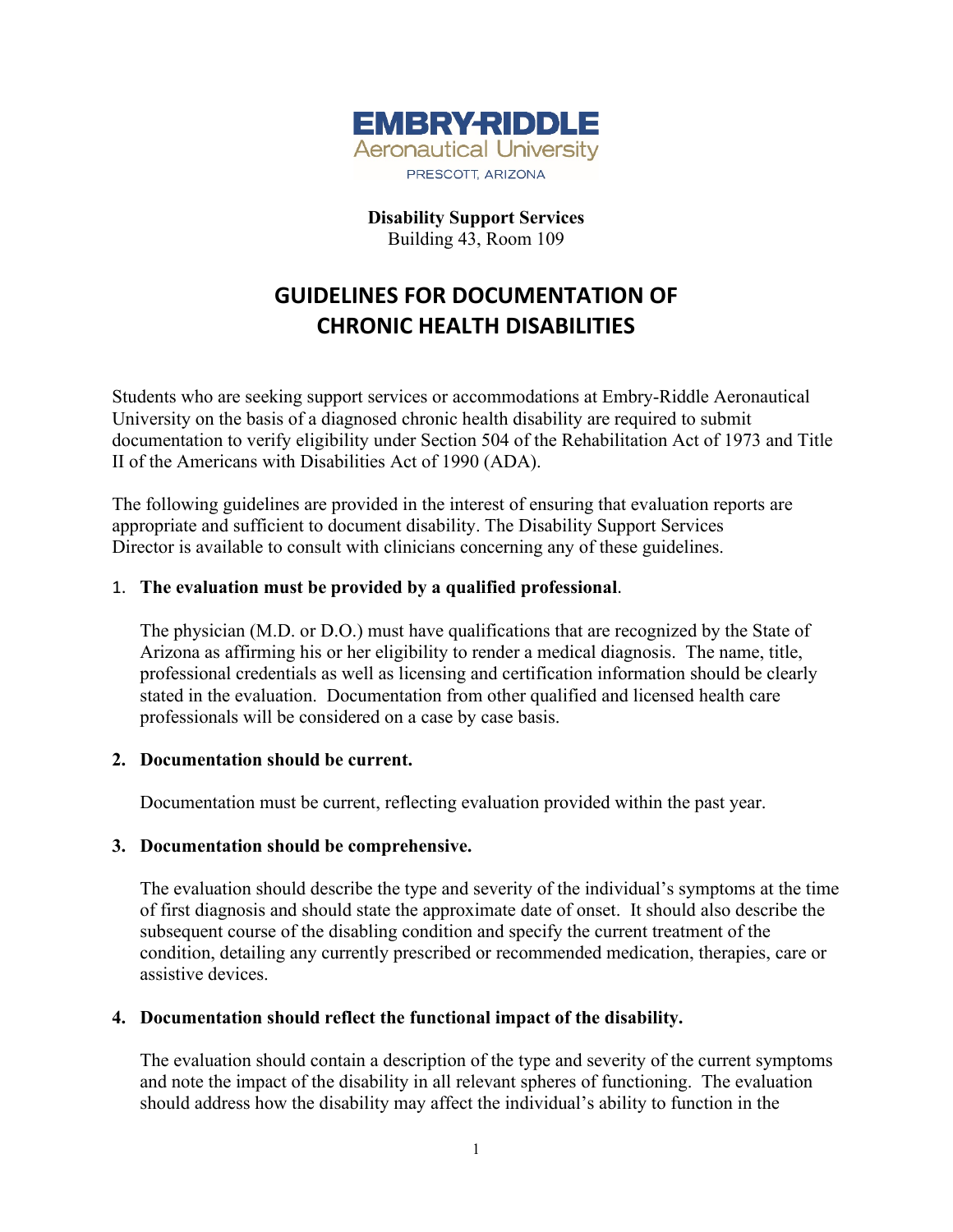EMBRY-RIDDLE
Aeronautical University
PRESCOTT, ARIZONA

**Disability Support Services**
Building 43, Room 109

# GUIDELINES FOR DOCUMENTATION OF CHRONIC HEALTH DISABILITIES

Students who are seeking support services or accommodations at Embry-Riddle Aeronautical University on the basis of a diagnosed chronic health disability are required to submit documentation to verify eligibility under Section 504 of the Rehabilitation Act of 1973 and Title II of the Americans with Disabilities Act of 1990 (ADA).

The following guidelines are provided in the interest of ensuring that evaluation reports are appropriate and sufficient to document disability. The Disability Support Services Director is available to consult with clinicians concerning any of these guidelines.

1. **The evaluation must be provided by a qualified professional**.

   The physician (M.D. or D.O.) must have qualifications that are recognized by the State of Arizona as affirming his or her eligibility to render a medical diagnosis. The name, title, professional credentials as well as licensing and certification information should be clearly stated in the evaluation. Documentation from other qualified and licensed health care professionals will be considered on a case by case basis.

2. **Documentation should be current.**

   Documentation must be current, reflecting evaluation provided within the past year.

3. **Documentation should be comprehensive.**

   The evaluation should describe the type and severity of the individual's symptoms at the time of first diagnosis and should state the approximate date of onset. It should also describe the subsequent course of the disabling condition and specify the current treatment of the condition, detailing any currently prescribed or recommended medication, therapies, care or assistive devices.

4. **Documentation should reflect the functional impact of the disability.**

   The evaluation should contain a description of the type and severity of the current symptoms and note the impact of the disability in all relevant spheres of functioning. The evaluation should address how the disability may affect the individual's ability to function in the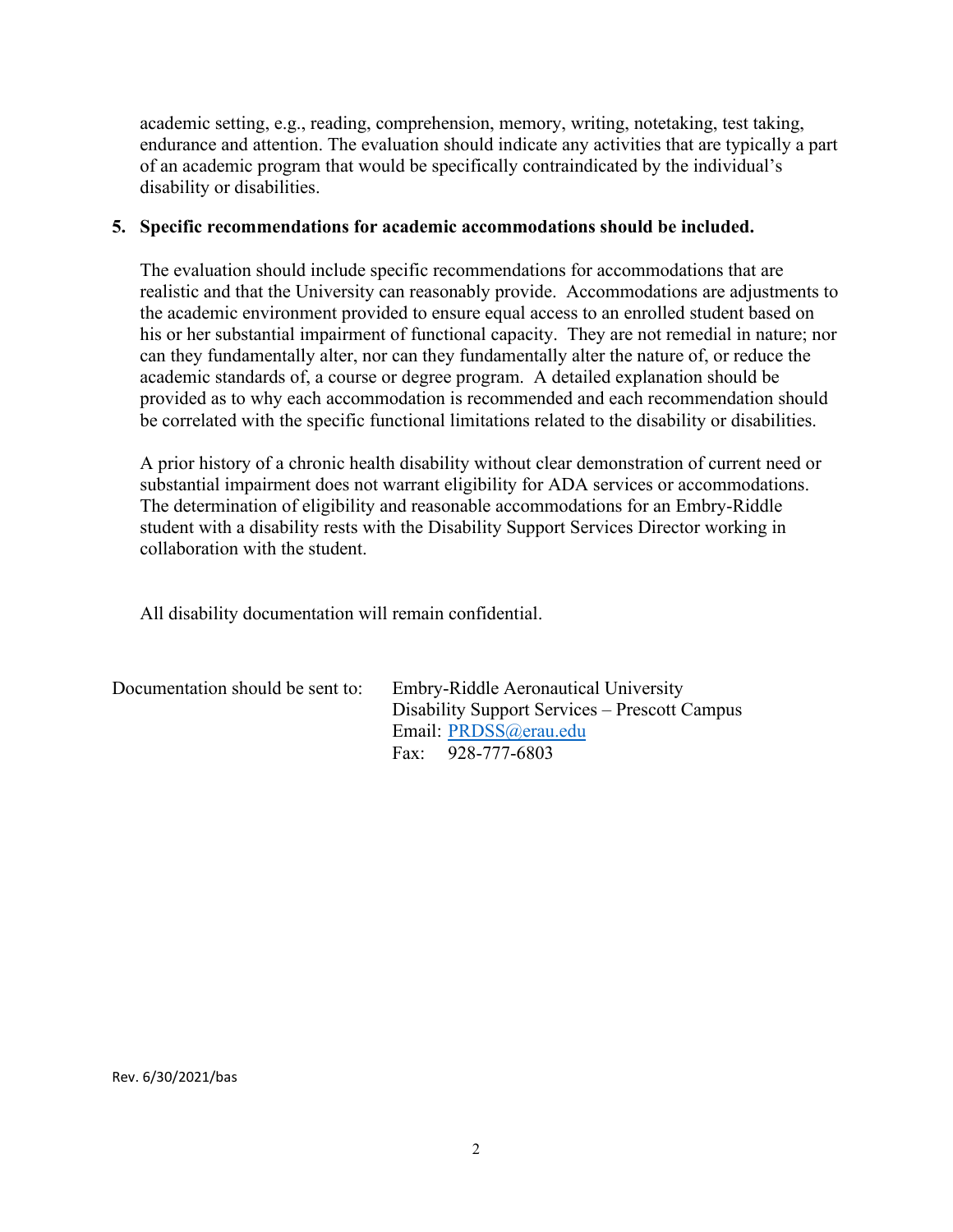academic setting, e.g., reading, comprehension, memory, writing, notetaking, test taking, endurance and attention. The evaluation should indicate any activities that are typically a part of an academic program that would be specifically contraindicated by the individual's disability or disabilities.

**5. Specific recommendations for academic accommodations should be included.**

The evaluation should include specific recommendations for accommodations that are realistic and that the University can reasonably provide. Accommodations are adjustments to the academic environment provided to ensure equal access to an enrolled student based on his or her substantial impairment of functional capacity. They are not remedial in nature; nor can they fundamentally alter, nor can they fundamentally alter the nature of, or reduce the academic standards of, a course or degree program. A detailed explanation should be provided as to why each accommodation is recommended and each recommendation should be correlated with the specific functional limitations related to the disability or disabilities.

A prior history of a chronic health disability without clear demonstration of current need or substantial impairment does not warrant eligibility for ADA services or accommodations. The determination of eligibility and reasonable accommodations for an Embry-Riddle student with a disability rests with the Disability Support Services Director working in collaboration with the student.

All disability documentation will remain confidential.

Documentation should be sent to:

Embry-Riddle Aeronautical University
Disability Support Services – Prescott Campus
Email: PRDSS@erau.edu
Fax: 928-777-6803

Rev. 6/30/2021/bas